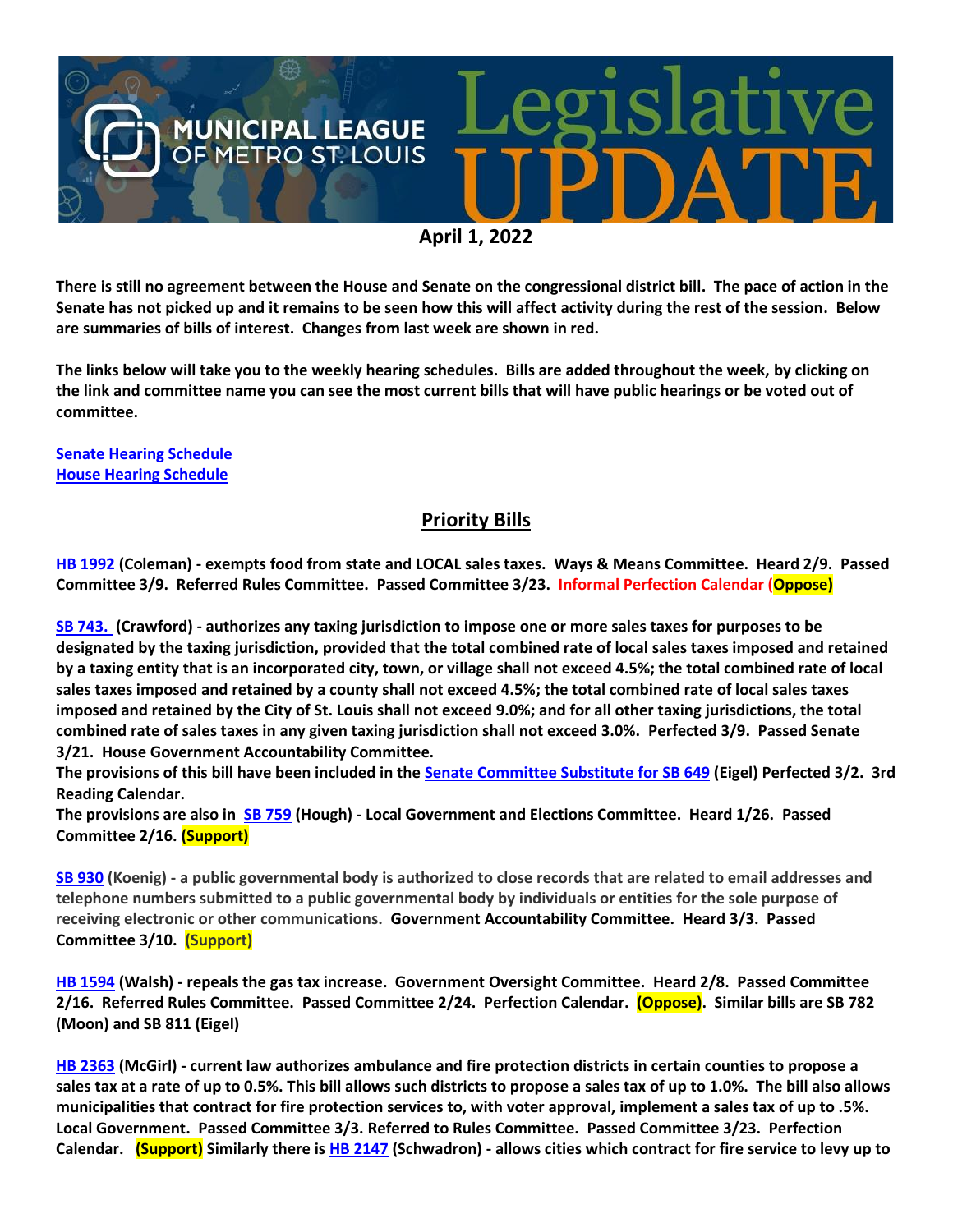# Municipal League of Metro St. Louis — Legislative Update

**April 1, 2022**

**There is still no agreement between the House and Senate on the congressional district bill. The pace of action in the Senate has not picked up and it remains to be seen how this will affect activity during the rest of the session. Below are summaries of bills of interest. Changes from last week are shown in red.**

**The links below will take you to the weekly hearing schedules. Bills are added throughout the week, by clicking on the link and committee name you can see the most current bills that will have public hearings or be voted out of committee.**

[Senate Hearing Schedule](#)
[House Hearing Schedule](#)

## Priority Bills

**[HB 1992](#) (Coleman) - exempts food from state and LOCAL sales taxes. Ways & Means Committee. Heard 2/9. Passed Committee 3/9. Referred Rules Committee. Passed Committee 3/23. Informal Perfection Calendar (Oppose)**

**[SB 743.](#) (Crawford) - authorizes any taxing jurisdiction to impose one or more sales taxes for purposes to be designated by the taxing jurisdiction, provided that the total combined rate of local sales taxes imposed and retained by a taxing entity that is an incorporated city, town, or village shall not exceed 4.5%; the total combined rate of local sales taxes imposed and retained by a county shall not exceed 4.5%; the total combined rate of local sales taxes imposed and retained by the City of St. Louis shall not exceed 9.0%; and for all other taxing jurisdictions, the total combined rate of sales taxes in any given taxing jurisdiction shall not exceed 3.0%. Perfected 3/9. Passed Senate 3/21. House Government Accountability Committee.**
**The provisions of this bill have been included in the [Senate Committee Substitute for SB 649](#) (Eigel) Perfected 3/2. 3rd Reading Calendar.**
**The provisions are also in [SB 759](#) (Hough) - Local Government and Elections Committee. Heard 1/26. Passed Committee 2/16. (Support)**

**[SB 930](#) (Koenig) - a public governmental body is authorized to close records that are related to email addresses and telephone numbers submitted to a public governmental body by individuals or entities for the sole purpose of receiving electronic or other communications. Government Accountability Committee. Heard 3/3. Passed Committee 3/10. (Support)**

**[HB 1594](#) (Walsh) - repeals the gas tax increase. Government Oversight Committee. Heard 2/8. Passed Committee 2/16. Referred Rules Committee. Passed Committee 2/24. Perfection Calendar. (Oppose). Similar bills are SB 782 (Moon) and SB 811 (Eigel)**

**[HB 2363](#) (McGirl) - current law authorizes ambulance and fire protection districts in certain counties to propose a sales tax at a rate of up to 0.5%. This bill allows such districts to propose a sales tax of up to 1.0%. The bill also allows municipalities that contract for fire protection services to, with voter approval, implement a sales tax of up to .5%. Local Government. Passed Committee 3/3. Referred to Rules Committee. Passed Committee 3/23. Perfection Calendar. (Support) Similarly there is [HB 2147](#) (Schwadron) - allows cities which contract for fire service to levy up to**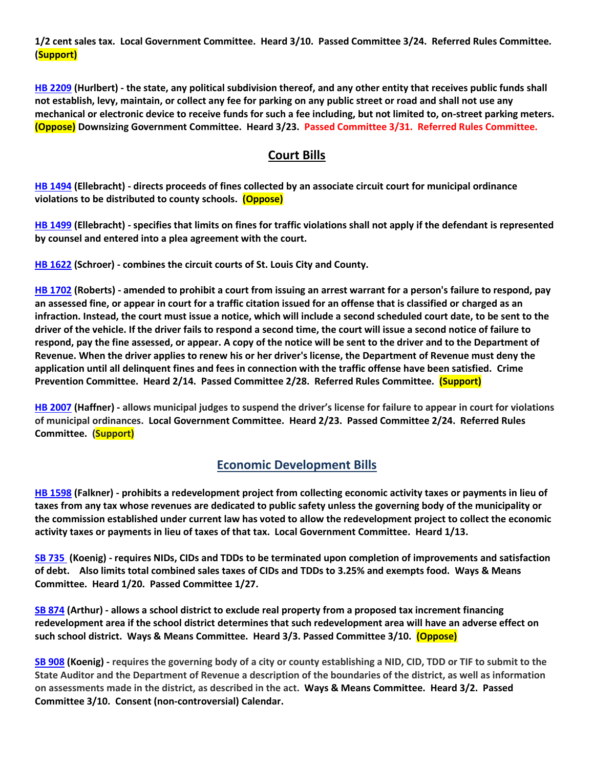**1/2 cent sales tax. Local Government Committee. Heard 3/10. Passed Committee 3/24. Referred Rules Committee. (Support)**

**HB 2209 (Hurlbert) - the state, any political subdivision thereof, and any other entity that receives public funds shall not establish, levy, maintain, or collect any fee for parking on any public street or road and shall not use any mechanical or electronic device to receive funds for such a fee including, but not limited to, on-street parking meters. (Oppose) Downsizing Government Committee. Heard 3/23. Passed Committee 3/31. Referred Rules Committee.**

## Court Bills

**HB 1494 (Ellebracht) - directs proceeds of fines collected by an associate circuit court for municipal ordinance violations to be distributed to county schools. (Oppose)**

**HB 1499 (Ellebracht) - specifies that limits on fines for traffic violations shall not apply if the defendant is represented by counsel and entered into a plea agreement with the court.**

**HB 1622 (Schroer) - combines the circuit courts of St. Louis City and County.**

**HB 1702 (Roberts) - amended to prohibit a court from issuing an arrest warrant for a person's failure to respond, pay an assessed fine, or appear in court for a traffic citation issued for an offense that is classified or charged as an infraction. Instead, the court must issue a notice, which will include a second scheduled court date, to be sent to the driver of the vehicle. If the driver fails to respond a second time, the court will issue a second notice of failure to respond, pay the fine assessed, or appear. A copy of the notice will be sent to the driver and to the Department of Revenue. When the driver applies to renew his or her driver's license, the Department of Revenue must deny the application until all delinquent fines and fees in connection with the traffic offense have been satisfied. Crime Prevention Committee. Heard 2/14. Passed Committee 2/28. Referred Rules Committee. (Support)**

**HB 2007 (Haffner) - allows municipal judges to suspend the driver's license for failure to appear in court for violations of municipal ordinances. Local Government Committee. Heard 2/23. Passed Committee 2/24. Referred Rules Committee. (Support)**

## Economic Development Bills

**HB 1598 (Falkner) - prohibits a redevelopment project from collecting economic activity taxes or payments in lieu of taxes from any tax whose revenues are dedicated to public safety unless the governing body of the municipality or the commission established under current law has voted to allow the redevelopment project to collect the economic activity taxes or payments in lieu of taxes of that tax. Local Government Committee. Heard 1/13.**

**SB 735 (Koenig) - requires NIDs, CIDs and TDDs to be terminated upon completion of improvements and satisfaction of debt. Also limits total combined sales taxes of CIDs and TDDs to 3.25% and exempts food. Ways & Means Committee. Heard 1/20. Passed Committee 1/27.**

**SB 874 (Arthur) - allows a school district to exclude real property from a proposed tax increment financing redevelopment area if the school district determines that such redevelopment area will have an adverse effect on such school district. Ways & Means Committee. Heard 3/3. Passed Committee 3/10. (Oppose)**

**SB 908 (Koenig) - requires the governing body of a city or county establishing a NID, CID, TDD or TIF to submit to the State Auditor and the Department of Revenue a description of the boundaries of the district, as well as information on assessments made in the district, as described in the act. Ways & Means Committee. Heard 3/2. Passed Committee 3/10. Consent (non-controversial) Calendar.**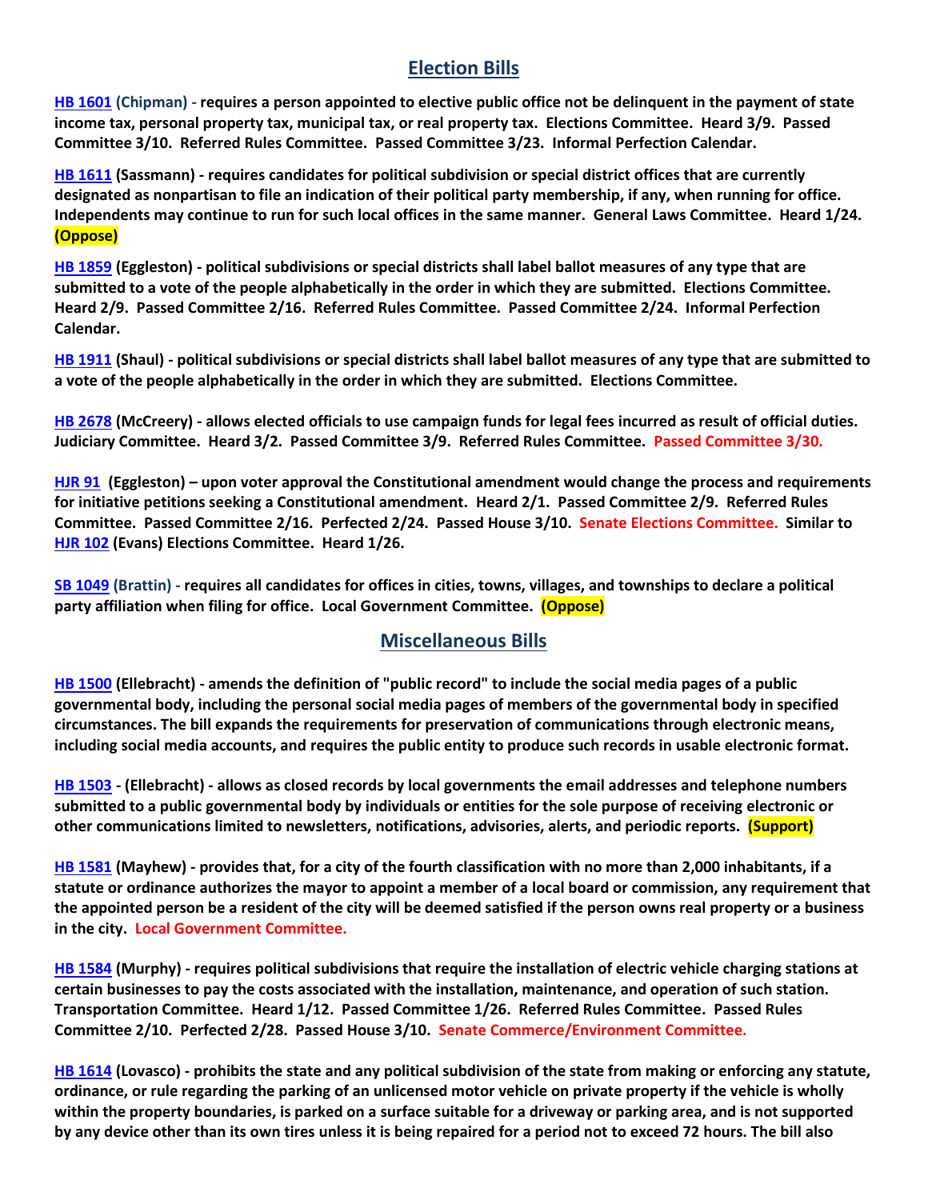## Election Bills

**HB 1601 (Chipman) - requires a person appointed to elective public office not be delinquent in the payment of state income tax, personal property tax, municipal tax, or real property tax. Elections Committee. Heard 3/9. Passed Committee 3/10. Referred Rules Committee. Passed Committee 3/23. Informal Perfection Calendar.**

**HB 1611 (Sassmann) - requires candidates for political subdivision or special district offices that are currently designated as nonpartisan to file an indication of their political party membership, if any, when running for office. Independents may continue to run for such local offices in the same manner. General Laws Committee. Heard 1/24. (Oppose)**

**HB 1859 (Eggleston) - political subdivisions or special districts shall label ballot measures of any type that are submitted to a vote of the people alphabetically in the order in which they are submitted. Elections Committee. Heard 2/9. Passed Committee 2/16. Referred Rules Committee. Passed Committee 2/24. Informal Perfection Calendar.**

**HB 1911 (Shaul) - political subdivisions or special districts shall label ballot measures of any type that are submitted to a vote of the people alphabetically in the order in which they are submitted. Elections Committee.**

**HB 2678 (McCreery) - allows elected officials to use campaign funds for legal fees incurred as result of official duties. Judiciary Committee. Heard 3/2. Passed Committee 3/9. Referred Rules Committee. Passed Committee 3/30.**

**HJR 91 (Eggleston) – upon voter approval the Constitutional amendment would change the process and requirements for initiative petitions seeking a Constitutional amendment. Heard 2/1. Passed Committee 2/9. Referred Rules Committee. Passed Committee 2/16. Perfected 2/24. Passed House 3/10. Senate Elections Committee. Similar to HJR 102 (Evans) Elections Committee. Heard 1/26.**

**SB 1049 (Brattin) - requires all candidates for offices in cities, towns, villages, and townships to declare a political party affiliation when filing for office. Local Government Committee. (Oppose)**

## Miscellaneous Bills

**HB 1500 (Ellebracht) - amends the definition of "public record" to include the social media pages of a public governmental body, including the personal social media pages of members of the governmental body in specified circumstances. The bill expands the requirements for preservation of communications through electronic means, including social media accounts, and requires the public entity to produce such records in usable electronic format.**

**HB 1503 - (Ellebracht) - allows as closed records by local governments the email addresses and telephone numbers submitted to a public governmental body by individuals or entities for the sole purpose of receiving electronic or other communications limited to newsletters, notifications, advisories, alerts, and periodic reports. (Support)**

**HB 1581 (Mayhew) - provides that, for a city of the fourth classification with no more than 2,000 inhabitants, if a statute or ordinance authorizes the mayor to appoint a member of a local board or commission, any requirement that the appointed person be a resident of the city will be deemed satisfied if the person owns real property or a business in the city. Local Government Committee.**

**HB 1584 (Murphy) - requires political subdivisions that require the installation of electric vehicle charging stations at certain businesses to pay the costs associated with the installation, maintenance, and operation of such station. Transportation Committee. Heard 1/12. Passed Committee 1/26. Referred Rules Committee. Passed Rules Committee 2/10. Perfected 2/28. Passed House 3/10. Senate Commerce/Environment Committee.**

**HB 1614 (Lovasco) - prohibits the state and any political subdivision of the state from making or enforcing any statute, ordinance, or rule regarding the parking of an unlicensed motor vehicle on private property if the vehicle is wholly within the property boundaries, is parked on a surface suitable for a driveway or parking area, and is not supported by any device other than its own tires unless it is being repaired for a period not to exceed 72 hours. The bill also**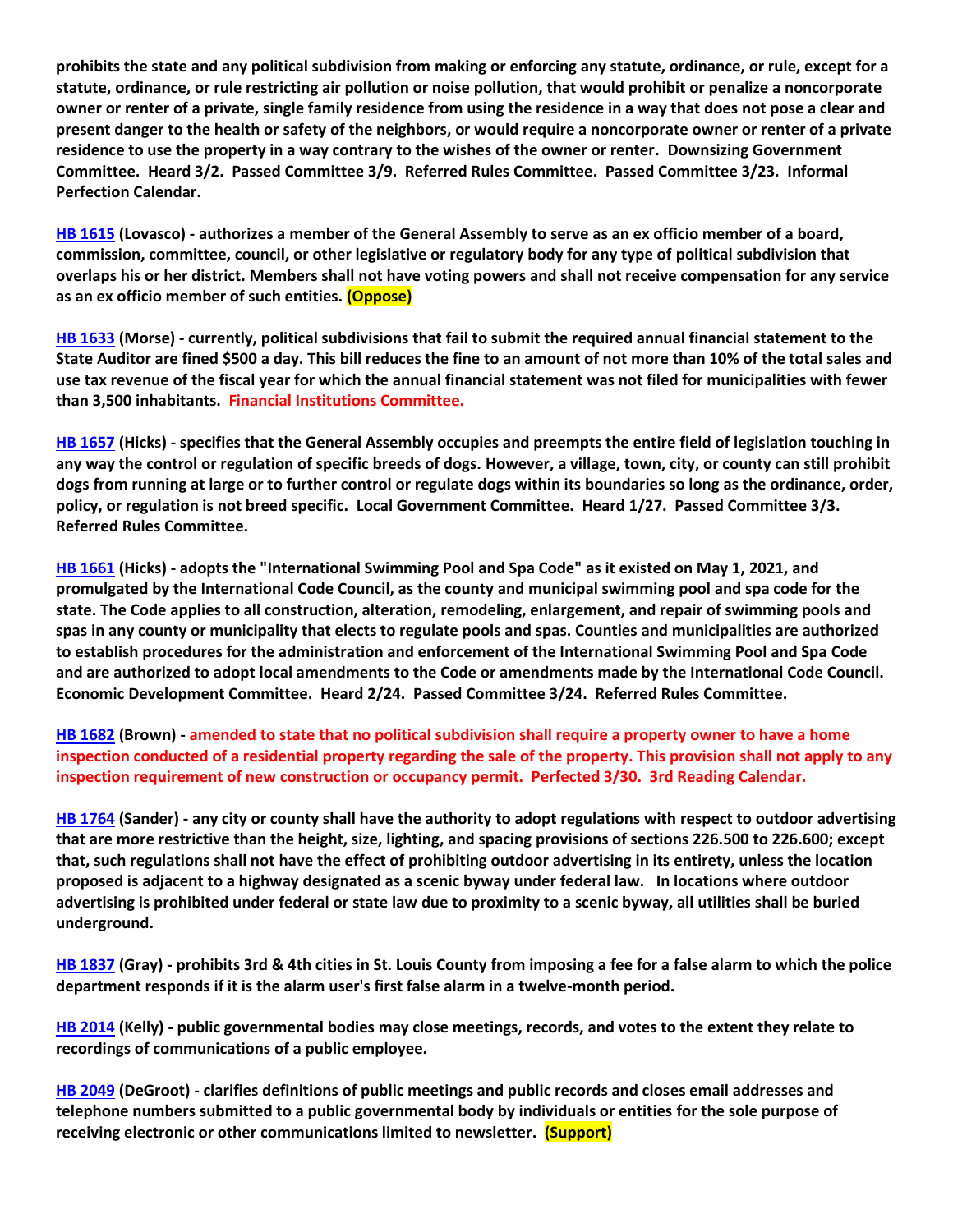**prohibits the state and any political subdivision from making or enforcing any statute, ordinance, or rule, except for a statute, ordinance, or rule restricting air pollution or noise pollution, that would prohibit or penalize a noncorporate owner or renter of a private, single family residence from using the residence in a way that does not pose a clear and present danger to the health or safety of the neighbors, or would require a noncorporate owner or renter of a private residence to use the property in a way contrary to the wishes of the owner or renter. Downsizing Government Committee. Heard 3/2. Passed Committee 3/9. Referred Rules Committee. Passed Committee 3/23. Informal Perfection Calendar.**

**HB 1615 (Lovasco) - authorizes a member of the General Assembly to serve as an ex officio member of a board, commission, committee, council, or other legislative or regulatory body for any type of political subdivision that overlaps his or her district. Members shall not have voting powers and shall not receive compensation for any service as an ex officio member of such entities. (Oppose)**

**HB 1633 (Morse) - currently, political subdivisions that fail to submit the required annual financial statement to the State Auditor are fined $500 a day. This bill reduces the fine to an amount of not more than 10% of the total sales and use tax revenue of the fiscal year for which the annual financial statement was not filed for municipalities with fewer than 3,500 inhabitants. Financial Institutions Committee.**

**HB 1657 (Hicks) - specifies that the General Assembly occupies and preempts the entire field of legislation touching in any way the control or regulation of specific breeds of dogs. However, a village, town, city, or county can still prohibit dogs from running at large or to further control or regulate dogs within its boundaries so long as the ordinance, order, policy, or regulation is not breed specific. Local Government Committee. Heard 1/27. Passed Committee 3/3. Referred Rules Committee.**

**HB 1661 (Hicks) - adopts the "International Swimming Pool and Spa Code" as it existed on May 1, 2021, and promulgated by the International Code Council, as the county and municipal swimming pool and spa code for the state. The Code applies to all construction, alteration, remodeling, enlargement, and repair of swimming pools and spas in any county or municipality that elects to regulate pools and spas. Counties and municipalities are authorized to establish procedures for the administration and enforcement of the International Swimming Pool and Spa Code and are authorized to adopt local amendments to the Code or amendments made by the International Code Council. Economic Development Committee. Heard 2/24. Passed Committee 3/24. Referred Rules Committee.**

**HB 1682 (Brown) - amended to state that no political subdivision shall require a property owner to have a home inspection conducted of a residential property regarding the sale of the property. This provision shall not apply to any inspection requirement of new construction or occupancy permit. Perfected 3/30. 3rd Reading Calendar.**

**HB 1764 (Sander) - any city or county shall have the authority to adopt regulations with respect to outdoor advertising that are more restrictive than the height, size, lighting, and spacing provisions of sections 226.500 to 226.600; except that, such regulations shall not have the effect of prohibiting outdoor advertising in its entirety, unless the location proposed is adjacent to a highway designated as a scenic byway under federal law. In locations where outdoor advertising is prohibited under federal or state law due to proximity to a scenic byway, all utilities shall be buried underground.**

**HB 1837 (Gray) - prohibits 3rd & 4th cities in St. Louis County from imposing a fee for a false alarm to which the police department responds if it is the alarm user's first false alarm in a twelve-month period.**

**HB 2014 (Kelly) - public governmental bodies may close meetings, records, and votes to the extent they relate to recordings of communications of a public employee.**

**HB 2049 (DeGroot) - clarifies definitions of public meetings and public records and closes email addresses and telephone numbers submitted to a public governmental body by individuals or entities for the sole purpose of receiving electronic or other communications limited to newsletter. (Support)**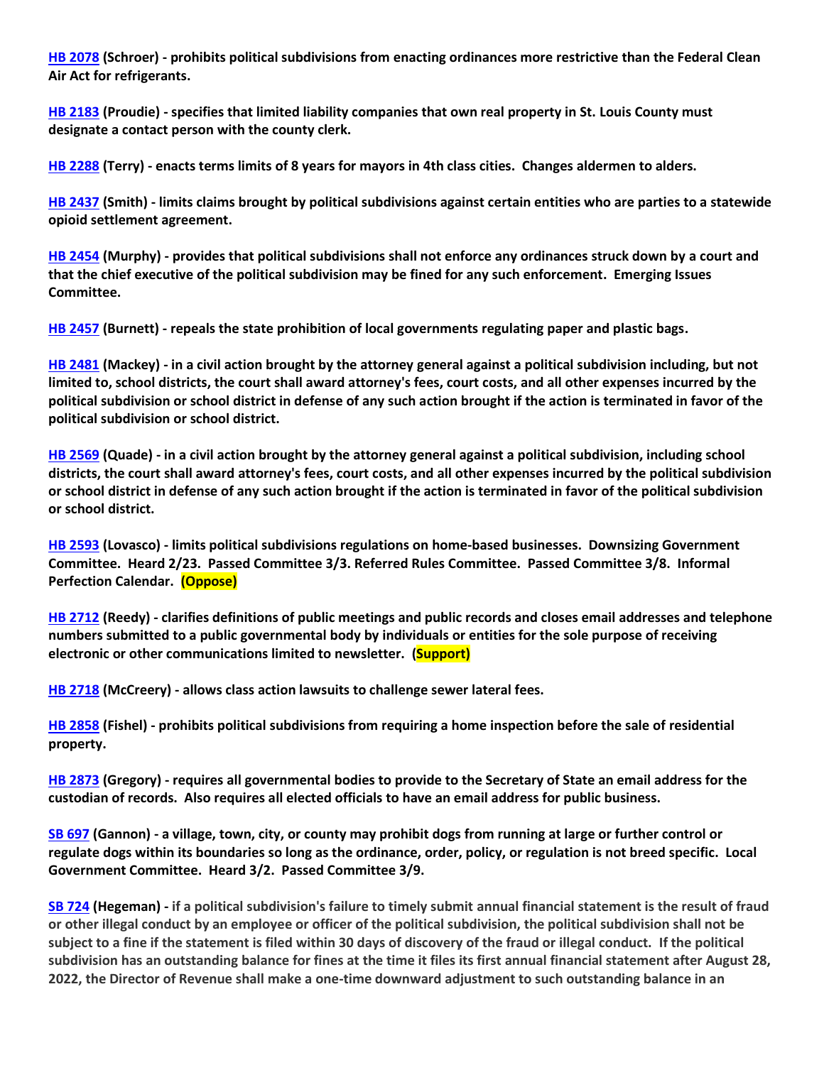**HB 2078 (Schroer) - prohibits political subdivisions from enacting ordinances more restrictive than the Federal Clean Air Act for refrigerants.**

**HB 2183 (Proudie) - specifies that limited liability companies that own real property in St. Louis County must designate a contact person with the county clerk.**

**HB 2288 (Terry) - enacts terms limits of 8 years for mayors in 4th class cities. Changes aldermen to alders.**

**HB 2437 (Smith) - limits claims brought by political subdivisions against certain entities who are parties to a statewide opioid settlement agreement.**

**HB 2454 (Murphy) - provides that political subdivisions shall not enforce any ordinances struck down by a court and that the chief executive of the political subdivision may be fined for any such enforcement. Emerging Issues Committee.**

**HB 2457 (Burnett) - repeals the state prohibition of local governments regulating paper and plastic bags.**

**HB 2481 (Mackey) - in a civil action brought by the attorney general against a political subdivision including, but not limited to, school districts, the court shall award attorney's fees, court costs, and all other expenses incurred by the political subdivision or school district in defense of any such action brought if the action is terminated in favor of the political subdivision or school district.**

**HB 2569 (Quade) - in a civil action brought by the attorney general against a political subdivision, including school districts, the court shall award attorney's fees, court costs, and all other expenses incurred by the political subdivision or school district in defense of any such action brought if the action is terminated in favor of the political subdivision or school district.**

**HB 2593 (Lovasco) - limits political subdivisions regulations on home-based businesses. Downsizing Government Committee. Heard 2/23. Passed Committee 3/3. Referred Rules Committee. Passed Committee 3/8. Informal Perfection Calendar. (Oppose)**

**HB 2712 (Reedy) - clarifies definitions of public meetings and public records and closes email addresses and telephone numbers submitted to a public governmental body by individuals or entities for the sole purpose of receiving electronic or other communications limited to newsletter. (Support)**

**HB 2718 (McCreery) - allows class action lawsuits to challenge sewer lateral fees.**

**HB 2858 (Fishel) - prohibits political subdivisions from requiring a home inspection before the sale of residential property.**

**HB 2873 (Gregory) - requires all governmental bodies to provide to the Secretary of State an email address for the custodian of records. Also requires all elected officials to have an email address for public business.**

**SB 697 (Gannon) - a village, town, city, or county may prohibit dogs from running at large or further control or regulate dogs within its boundaries so long as the ordinance, order, policy, or regulation is not breed specific. Local Government Committee. Heard 3/2. Passed Committee 3/9.**

**SB 724 (Hegeman) - if a political subdivision's failure to timely submit annual financial statement is the result of fraud or other illegal conduct by an employee or officer of the political subdivision, the political subdivision shall not be subject to a fine if the statement is filed within 30 days of discovery of the fraud or illegal conduct. If the political subdivision has an outstanding balance for fines at the time it files its first annual financial statement after August 28, 2022, the Director of Revenue shall make a one-time downward adjustment to such outstanding balance in an**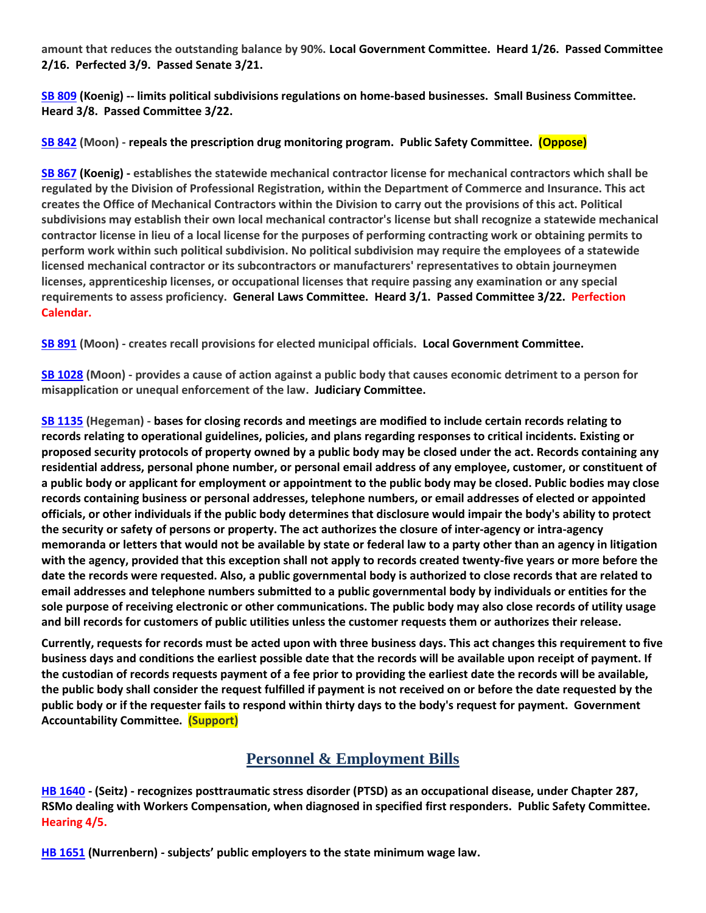**amount that reduces the outstanding balance by 90%. Local Government Committee. Heard 1/26. Passed Committee 2/16. Perfected 3/9. Passed Senate 3/21.**

**SB 809 (Koenig) -- limits political subdivisions regulations on home-based businesses. Small Business Committee. Heard 3/8. Passed Committee 3/22.**

**SB 842 (Moon) - repeals the prescription drug monitoring program. Public Safety Committee. (Oppose)**

**SB 867 (Koenig) - establishes the statewide mechanical contractor license for mechanical contractors which shall be regulated by the Division of Professional Registration, within the Department of Commerce and Insurance. This act creates the Office of Mechanical Contractors within the Division to carry out the provisions of this act. Political subdivisions may establish their own local mechanical contractor's license but shall recognize a statewide mechanical contractor license in lieu of a local license for the purposes of performing contracting work or obtaining permits to perform work within such political subdivision. No political subdivision may require the employees of a statewide licensed mechanical contractor or its subcontractors or manufacturers' representatives to obtain journeymen licenses, apprenticeship licenses, or occupational licenses that require passing any examination or any special requirements to assess proficiency. General Laws Committee. Heard 3/1. Passed Committee 3/22. Perfection Calendar.**

**SB 891 (Moon) - creates recall provisions for elected municipal officials. Local Government Committee.**

**SB 1028 (Moon) - provides a cause of action against a public body that causes economic detriment to a person for misapplication or unequal enforcement of the law. Judiciary Committee.**

**SB 1135 (Hegeman) - bases for closing records and meetings are modified to include certain records relating to records relating to operational guidelines, policies, and plans regarding responses to critical incidents. Existing or proposed security protocols of property owned by a public body may be closed under the act. Records containing any residential address, personal phone number, or personal email address of any employee, customer, or constituent of a public body or applicant for employment or appointment to the public body may be closed. Public bodies may close records containing business or personal addresses, telephone numbers, or email addresses of elected or appointed officials, or other individuals if the public body determines that disclosure would impair the body's ability to protect the security or safety of persons or property. The act authorizes the closure of inter-agency or intra-agency memoranda or letters that would not be available by state or federal law to a party other than an agency in litigation with the agency, provided that this exception shall not apply to records created twenty-five years or more before the date the records were requested. Also, a public governmental body is authorized to close records that are related to email addresses and telephone numbers submitted to a public governmental body by individuals or entities for the sole purpose of receiving electronic or other communications. The public body may also close records of utility usage and bill records for customers of public utilities unless the customer requests them or authorizes their release.**

**Currently, requests for records must be acted upon with three business days. This act changes this requirement to five business days and conditions the earliest possible date that the records will be available upon receipt of payment. If the custodian of records requests payment of a fee prior to providing the earliest date the records will be available, the public body shall consider the request fulfilled if payment is not received on or before the date requested by the public body or if the requester fails to respond within thirty days to the body's request for payment. Government Accountability Committee. (Support)**

## Personnel & Employment Bills

**HB 1640 - (Seitz) - recognizes posttraumatic stress disorder (PTSD) as an occupational disease, under Chapter 287, RSMo dealing with Workers Compensation, when diagnosed in specified first responders. Public Safety Committee. Hearing 4/5.**

**HB 1651 (Nurrenbern) - subjects' public employers to the state minimum wage law.**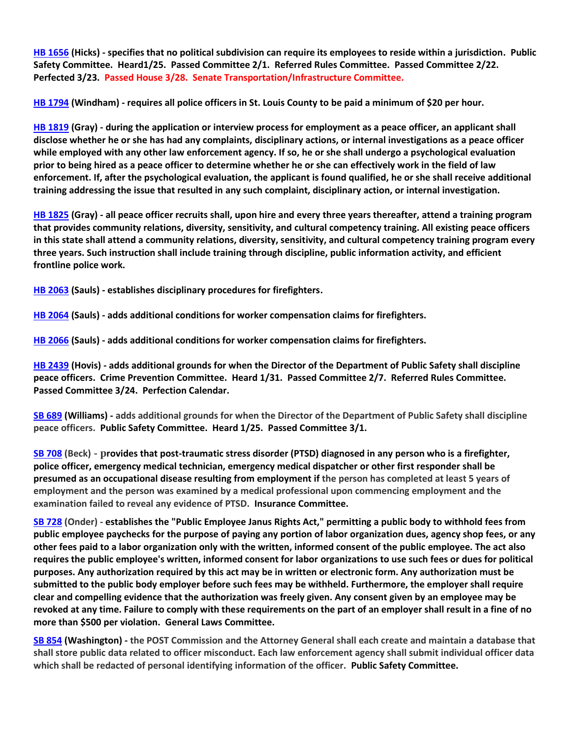**HB 1656 (Hicks) - specifies that no political subdivision can require its employees to reside within a jurisdiction. Public Safety Committee. Heard1/25. Passed Committee 2/1. Referred Rules Committee. Passed Committee 2/22. Perfected 3/23. Passed House 3/28. Senate Transportation/Infrastructure Committee.**

**HB 1794 (Windham) - requires all police officers in St. Louis County to be paid a minimum of $20 per hour.**

**HB 1819 (Gray) - during the application or interview process for employment as a peace officer, an applicant shall disclose whether he or she has had any complaints, disciplinary actions, or internal investigations as a peace officer while employed with any other law enforcement agency. If so, he or she shall undergo a psychological evaluation prior to being hired as a peace officer to determine whether he or she can effectively work in the field of law enforcement. If, after the psychological evaluation, the applicant is found qualified, he or she shall receive additional training addressing the issue that resulted in any such complaint, disciplinary action, or internal investigation.**

**HB 1825 (Gray) - all peace officer recruits shall, upon hire and every three years thereafter, attend a training program that provides community relations, diversity, sensitivity, and cultural competency training. All existing peace officers in this state shall attend a community relations, diversity, sensitivity, and cultural competency training program every three years. Such instruction shall include training through discipline, public information activity, and efficient frontline police work.**

**HB 2063 (Sauls) - establishes disciplinary procedures for firefighters.**

**HB 2064 (Sauls) - adds additional conditions for worker compensation claims for firefighters.**

**HB 2066 (Sauls) - adds additional conditions for worker compensation claims for firefighters.**

**HB 2439 (Hovis) - adds additional grounds for when the Director of the Department of Public Safety shall discipline peace officers. Crime Prevention Committee. Heard 1/31. Passed Committee 2/7. Referred Rules Committee. Passed Committee 3/24. Perfection Calendar.**

**SB 689 (Williams) - adds additional grounds for when the Director of the Department of Public Safety shall discipline peace officers. Public Safety Committee. Heard 1/25. Passed Committee 3/1.**

**SB 708 (Beck) - provides that post-traumatic stress disorder (PTSD) diagnosed in any person who is a firefighter, police officer, emergency medical technician, emergency medical dispatcher or other first responder shall be presumed as an occupational disease resulting from employment if the person has completed at least 5 years of employment and the person was examined by a medical professional upon commencing employment and the examination failed to reveal any evidence of PTSD. Insurance Committee.**

**SB 728 (Onder) - establishes the "Public Employee Janus Rights Act," permitting a public body to withhold fees from public employee paychecks for the purpose of paying any portion of labor organization dues, agency shop fees, or any other fees paid to a labor organization only with the written, informed consent of the public employee. The act also requires the public employee's written, informed consent for labor organizations to use such fees or dues for political purposes. Any authorization required by this act may be in written or electronic form. Any authorization must be submitted to the public body employer before such fees may be withheld. Furthermore, the employer shall require clear and compelling evidence that the authorization was freely given. Any consent given by an employee may be revoked at any time. Failure to comply with these requirements on the part of an employer shall result in a fine of no more than $500 per violation. General Laws Committee.**

**SB 854 (Washington) - the POST Commission and the Attorney General shall each create and maintain a database that shall store public data related to officer misconduct. Each law enforcement agency shall submit individual officer data which shall be redacted of personal identifying information of the officer. Public Safety Committee.**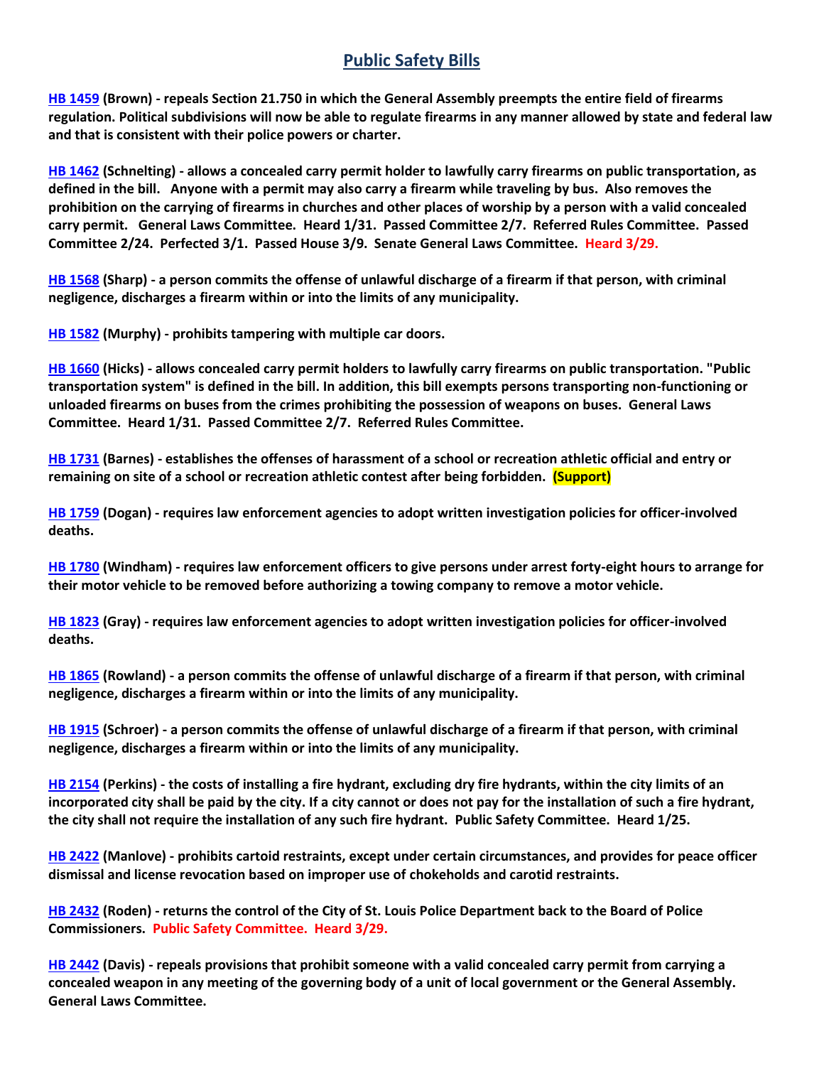# Public Safety Bills

**HB 1459 (Brown) - repeals Section 21.750 in which the General Assembly preempts the entire field of firearms regulation. Political subdivisions will now be able to regulate firearms in any manner allowed by state and federal law and that is consistent with their police powers or charter.**

**HB 1462 (Schnelting) - allows a concealed carry permit holder to lawfully carry firearms on public transportation, as defined in the bill. Anyone with a permit may also carry a firearm while traveling by bus. Also removes the prohibition on the carrying of firearms in churches and other places of worship by a person with a valid concealed carry permit. General Laws Committee. Heard 1/31. Passed Committee 2/7. Referred Rules Committee. Passed Committee 2/24. Perfected 3/1. Passed House 3/9. Senate General Laws Committee. Heard 3/29.**

**HB 1568 (Sharp) - a person commits the offense of unlawful discharge of a firearm if that person, with criminal negligence, discharges a firearm within or into the limits of any municipality.**

**HB 1582 (Murphy) - prohibits tampering with multiple car doors.**

**HB 1660 (Hicks) - allows concealed carry permit holders to lawfully carry firearms on public transportation. "Public transportation system" is defined in the bill. In addition, this bill exempts persons transporting non-functioning or unloaded firearms on buses from the crimes prohibiting the possession of weapons on buses. General Laws Committee. Heard 1/31. Passed Committee 2/7. Referred Rules Committee.**

**HB 1731 (Barnes) - establishes the offenses of harassment of a school or recreation athletic official and entry or remaining on site of a school or recreation athletic contest after being forbidden. (Support)**

**HB 1759 (Dogan) - requires law enforcement agencies to adopt written investigation policies for officer-involved deaths.**

**HB 1780 (Windham) - requires law enforcement officers to give persons under arrest forty-eight hours to arrange for their motor vehicle to be removed before authorizing a towing company to remove a motor vehicle.**

**HB 1823 (Gray) - requires law enforcement agencies to adopt written investigation policies for officer-involved deaths.**

**HB 1865 (Rowland) - a person commits the offense of unlawful discharge of a firearm if that person, with criminal negligence, discharges a firearm within or into the limits of any municipality.**

**HB 1915 (Schroer) - a person commits the offense of unlawful discharge of a firearm if that person, with criminal negligence, discharges a firearm within or into the limits of any municipality.**

**HB 2154 (Perkins) - the costs of installing a fire hydrant, excluding dry fire hydrants, within the city limits of an incorporated city shall be paid by the city. If a city cannot or does not pay for the installation of such a fire hydrant, the city shall not require the installation of any such fire hydrant. Public Safety Committee. Heard 1/25.**

**HB 2422 (Manlove) - prohibits cartoid restraints, except under certain circumstances, and provides for peace officer dismissal and license revocation based on improper use of chokeholds and carotid restraints.**

**HB 2432 (Roden) - returns the control of the City of St. Louis Police Department back to the Board of Police Commissioners. Public Safety Committee. Heard 3/29.**

**HB 2442 (Davis) - repeals provisions that prohibit someone with a valid concealed carry permit from carrying a concealed weapon in any meeting of the governing body of a unit of local government or the General Assembly. General Laws Committee.**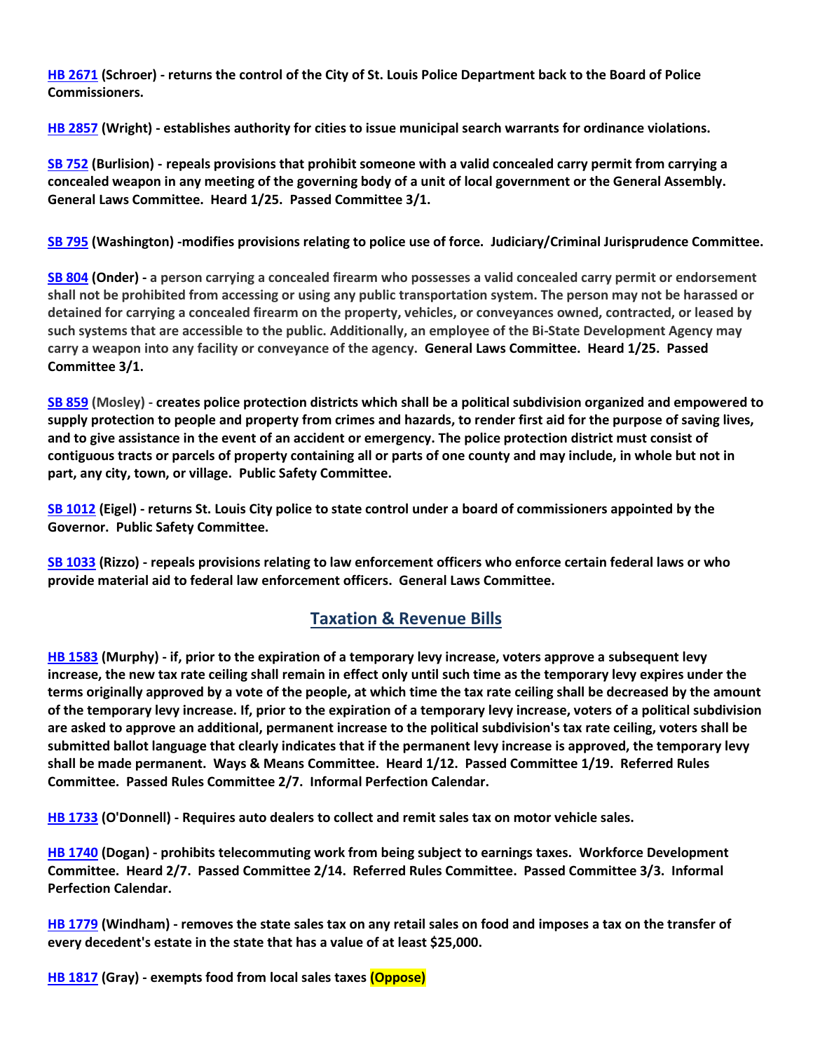**HB 2671 (Schroer) - returns the control of the City of St. Louis Police Department back to the Board of Police Commissioners.**

**HB 2857 (Wright) - establishes authority for cities to issue municipal search warrants for ordinance violations.**

**SB 752 (Burlision) - repeals provisions that prohibit someone with a valid concealed carry permit from carrying a concealed weapon in any meeting of the governing body of a unit of local government or the General Assembly. General Laws Committee. Heard 1/25. Passed Committee 3/1.**

**SB 795 (Washington) -modifies provisions relating to police use of force. Judiciary/Criminal Jurisprudence Committee.**

**SB 804 (Onder) - a person carrying a concealed firearm who possesses a valid concealed carry permit or endorsement shall not be prohibited from accessing or using any public transportation system. The person may not be harassed or detained for carrying a concealed firearm on the property, vehicles, or conveyances owned, contracted, or leased by such systems that are accessible to the public. Additionally, an employee of the Bi-State Development Agency may carry a weapon into any facility or conveyance of the agency. General Laws Committee. Heard 1/25. Passed Committee 3/1.**

**SB 859 (Mosley) - creates police protection districts which shall be a political subdivision organized and empowered to supply protection to people and property from crimes and hazards, to render first aid for the purpose of saving lives, and to give assistance in the event of an accident or emergency. The police protection district must consist of contiguous tracts or parcels of property containing all or parts of one county and may include, in whole but not in part, any city, town, or village. Public Safety Committee.**

**SB 1012 (Eigel) - returns St. Louis City police to state control under a board of commissioners appointed by the Governor. Public Safety Committee.**

**SB 1033 (Rizzo) - repeals provisions relating to law enforcement officers who enforce certain federal laws or who provide material aid to federal law enforcement officers. General Laws Committee.**

## Taxation & Revenue Bills

**HB 1583 (Murphy) - if, prior to the expiration of a temporary levy increase, voters approve a subsequent levy increase, the new tax rate ceiling shall remain in effect only until such time as the temporary levy expires under the terms originally approved by a vote of the people, at which time the tax rate ceiling shall be decreased by the amount of the temporary levy increase. If, prior to the expiration of a temporary levy increase, voters of a political subdivision are asked to approve an additional, permanent increase to the political subdivision's tax rate ceiling, voters shall be submitted ballot language that clearly indicates that if the permanent levy increase is approved, the temporary levy shall be made permanent. Ways & Means Committee. Heard 1/12. Passed Committee 1/19. Referred Rules Committee. Passed Rules Committee 2/7. Informal Perfection Calendar.**

**HB 1733 (O'Donnell) - Requires auto dealers to collect and remit sales tax on motor vehicle sales.**

**HB 1740 (Dogan) - prohibits telecommuting work from being subject to earnings taxes. Workforce Development Committee. Heard 2/7. Passed Committee 2/14. Referred Rules Committee. Passed Committee 3/3. Informal Perfection Calendar.**

**HB 1779 (Windham) - removes the state sales tax on any retail sales on food and imposes a tax on the transfer of every decedent's estate in the state that has a value of at least $25,000.**

**HB 1817 (Gray) - exempts food from local sales taxes (Oppose)**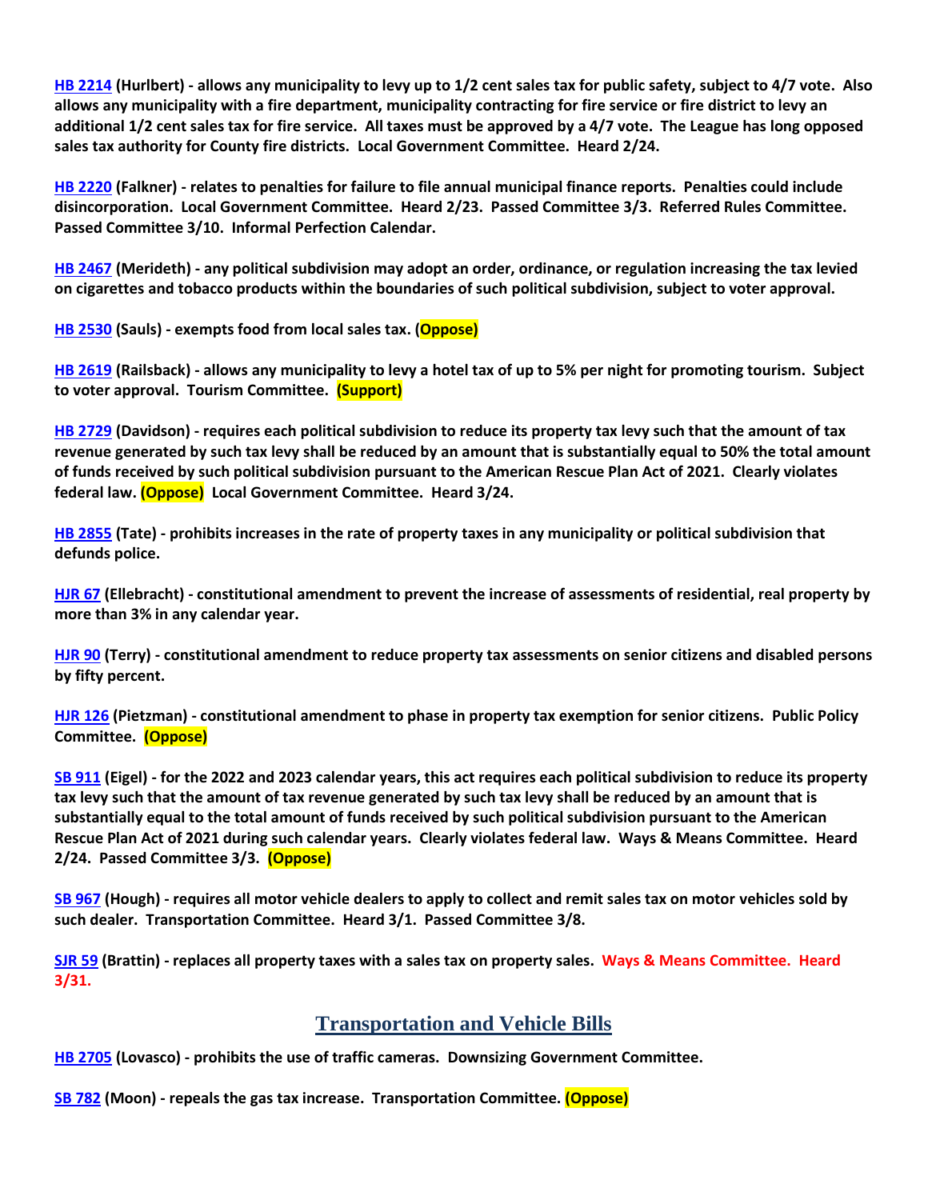**HB 2214 (Hurlbert) - allows any municipality to levy up to 1/2 cent sales tax for public safety, subject to 4/7 vote. Also allows any municipality with a fire department, municipality contracting for fire service or fire district to levy an additional 1/2 cent sales tax for fire service. All taxes must be approved by a 4/7 vote. The League has long opposed sales tax authority for County fire districts. Local Government Committee. Heard 2/24.**

**HB 2220 (Falkner) - relates to penalties for failure to file annual municipal finance reports. Penalties could include disincorporation. Local Government Committee. Heard 2/23. Passed Committee 3/3. Referred Rules Committee. Passed Committee 3/10. Informal Perfection Calendar.**

**HB 2467 (Merideth) - any political subdivision may adopt an order, ordinance, or regulation increasing the tax levied on cigarettes and tobacco products within the boundaries of such political subdivision, subject to voter approval.**

**HB 2530 (Sauls) - exempts food from local sales tax. (Oppose)**

**HB 2619 (Railsback) - allows any municipality to levy a hotel tax of up to 5% per night for promoting tourism. Subject to voter approval. Tourism Committee. (Support)**

**HB 2729 (Davidson) - requires each political subdivision to reduce its property tax levy such that the amount of tax revenue generated by such tax levy shall be reduced by an amount that is substantially equal to 50% the total amount of funds received by such political subdivision pursuant to the American Rescue Plan Act of 2021. Clearly violates federal law. (Oppose) Local Government Committee. Heard 3/24.**

**HB 2855 (Tate) - prohibits increases in the rate of property taxes in any municipality or political subdivision that defunds police.**

**HJR 67 (Ellebracht) - constitutional amendment to prevent the increase of assessments of residential, real property by more than 3% in any calendar year.**

**HJR 90 (Terry) - constitutional amendment to reduce property tax assessments on senior citizens and disabled persons by fifty percent.**

**HJR 126 (Pietzman) - constitutional amendment to phase in property tax exemption for senior citizens. Public Policy Committee. (Oppose)**

**SB 911 (Eigel) - for the 2022 and 2023 calendar years, this act requires each political subdivision to reduce its property tax levy such that the amount of tax revenue generated by such tax levy shall be reduced by an amount that is substantially equal to the total amount of funds received by such political subdivision pursuant to the American Rescue Plan Act of 2021 during such calendar years. Clearly violates federal law. Ways & Means Committee. Heard 2/24. Passed Committee 3/3. (Oppose)**

**SB 967 (Hough) - requires all motor vehicle dealers to apply to collect and remit sales tax on motor vehicles sold by such dealer. Transportation Committee. Heard 3/1. Passed Committee 3/8.**

**SJR 59 (Brattin) - replaces all property taxes with a sales tax on property sales. Ways & Means Committee. Heard 3/31.**

## Transportation and Vehicle Bills

**HB 2705 (Lovasco) - prohibits the use of traffic cameras. Downsizing Government Committee.**

**SB 782 (Moon) - repeals the gas tax increase. Transportation Committee. (Oppose)**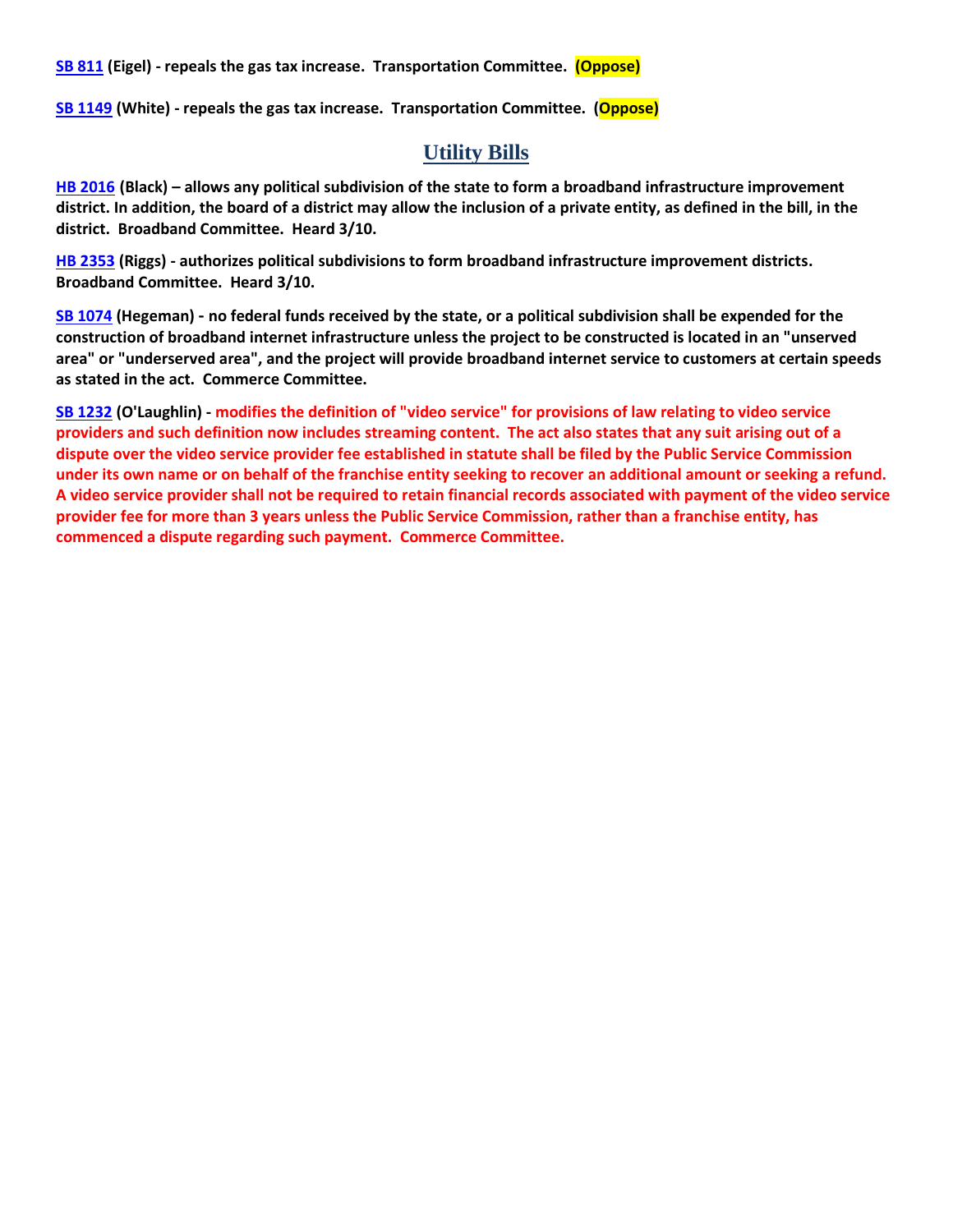**SB 811 (Eigel) - repeals the gas tax increase. Transportation Committee. (Oppose)**

**SB 1149 (White) - repeals the gas tax increase. Transportation Committee. (Oppose)**

## Utility Bills

**HB 2016 (Black) – allows any political subdivision of the state to form a broadband infrastructure improvement district. In addition, the board of a district may allow the inclusion of a private entity, as defined in the bill, in the district. Broadband Committee. Heard 3/10.**

**HB 2353 (Riggs) - authorizes political subdivisions to form broadband infrastructure improvement districts. Broadband Committee. Heard 3/10.**

**SB 1074 (Hegeman) - no federal funds received by the state, or a political subdivision shall be expended for the construction of broadband internet infrastructure unless the project to be constructed is located in an "unserved area" or "underserved area", and the project will provide broadband internet service to customers at certain speeds as stated in the act. Commerce Committee.**

**SB 1232 (O'Laughlin) - modifies the definition of "video service" for provisions of law relating to video service providers and such definition now includes streaming content. The act also states that any suit arising out of a dispute over the video service provider fee established in statute shall be filed by the Public Service Commission under its own name or on behalf of the franchise entity seeking to recover an additional amount or seeking a refund. A video service provider shall not be required to retain financial records associated with payment of the video service provider fee for more than 3 years unless the Public Service Commission, rather than a franchise entity, has commenced a dispute regarding such payment. Commerce Committee.**